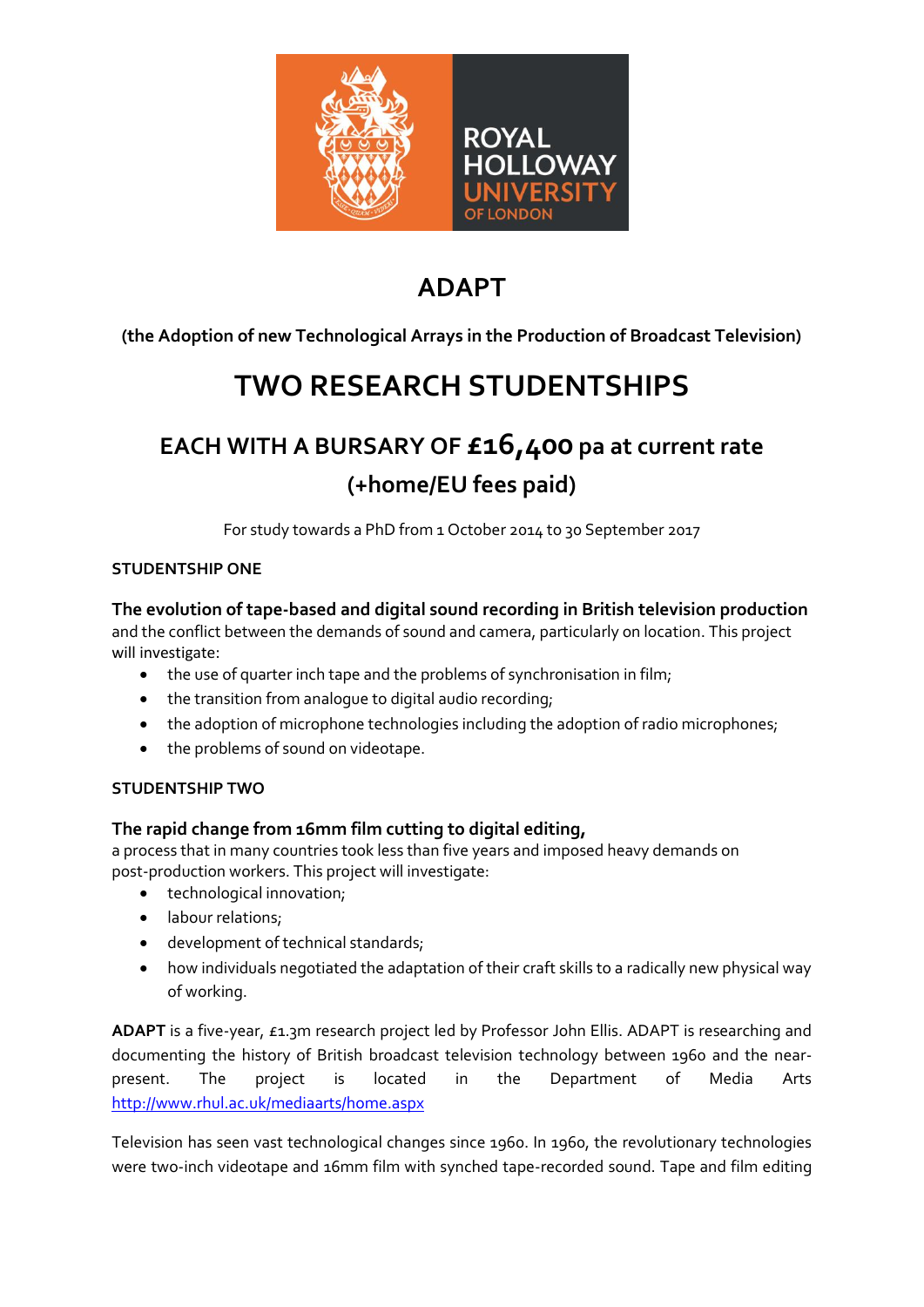# ADAPT

**(the Adoption of new Technological Arrays in the Production of Broadcast Television)**

# TWO RESEARCH STUDENTSHIPS

## EACH WITH A BURSARY OF £16,400 pa at current rate (+home/EU fees paid)

For study towards a PhD from 1 October 2014 to 30 September 2017

**STUDENTSHIP ONE**

**The evolution of tape-based and digital sound recording in British television production** and the conflict between the demands of sound and camera, particularly on location. This project will investigate:

- the use of quarter inch tape and the problems of synchronisation in film;
- the transition from analogue to digital audio recording;
- the adoption of microphone technologies including the adoption of radio microphones;
- the problems of sound on videotape.

**STUDENTSHIP TWO**

**The rapid change from 16mm film cutting to digital editing,**
a process that in many countries took less than five years and imposed heavy demands on post-production workers. This project will investigate:

- technological innovation;
- labour relations;
- development of technical standards;
- how individuals negotiated the adaptation of their craft skills to a radically new physical way of working.

**ADAPT** is a five-year, £1.3m research project led by Professor John Ellis. ADAPT is researching and documenting the history of British broadcast television technology between 1960 and the near-present. The project is located in the Department of Media Arts http://www.rhul.ac.uk/mediaarts/home.aspx

Television has seen vast technological changes since 1960. In 1960, the revolutionary technologies were two-inch videotape and 16mm film with synched tape-recorded sound. Tape and film editing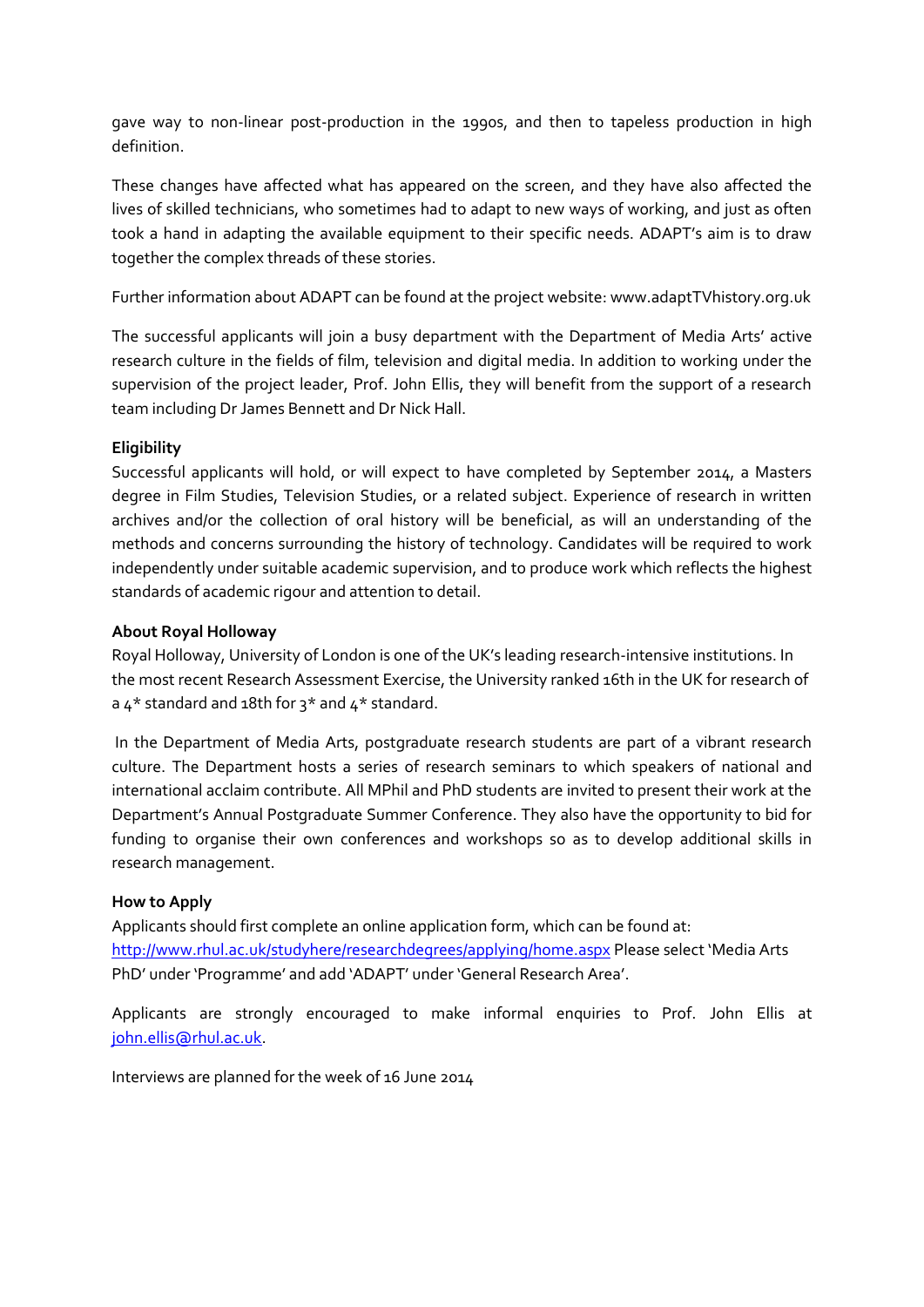gave way to non-linear post-production in the 1990s, and then to tapeless production in high definition.

These changes have affected what has appeared on the screen, and they have also affected the lives of skilled technicians, who sometimes had to adapt to new ways of working, and just as often took a hand in adapting the available equipment to their specific needs. ADAPT's aim is to draw together the complex threads of these stories.

Further information about ADAPT can be found at the project website: www.adaptTVhistory.org.uk

The successful applicants will join a busy department with the Department of Media Arts' active research culture in the fields of film, television and digital media. In addition to working under the supervision of the project leader, Prof. John Ellis, they will benefit from the support of a research team including Dr James Bennett and Dr Nick Hall.

**Eligibility**

Successful applicants will hold, or will expect to have completed by September 2014, a Masters degree in Film Studies, Television Studies, or a related subject. Experience of research in written archives and/or the collection of oral history will be beneficial, as will an understanding of the methods and concerns surrounding the history of technology. Candidates will be required to work independently under suitable academic supervision, and to produce work which reflects the highest standards of academic rigour and attention to detail.

**About Royal Holloway**

Royal Holloway, University of London is one of the UK's leading research-intensive institutions. In the most recent Research Assessment Exercise, the University ranked 16th in the UK for research of a 4* standard and 18th for 3* and 4* standard.

In the Department of Media Arts, postgraduate research students are part of a vibrant research culture. The Department hosts a series of research seminars to which speakers of national and international acclaim contribute. All MPhil and PhD students are invited to present their work at the Department's Annual Postgraduate Summer Conference. They also have the opportunity to bid for funding to organise their own conferences and workshops so as to develop additional skills in research management.

**How to Apply**

Applicants should first complete an online application form, which can be found at: http://www.rhul.ac.uk/studyhere/researchdegrees/applying/home.aspx Please select 'Media Arts PhD' under 'Programme' and add 'ADAPT' under 'General Research Area'.

Applicants are strongly encouraged to make informal enquiries to Prof. John Ellis at john.ellis@rhul.ac.uk.

Interviews are planned for the week of 16 June 2014